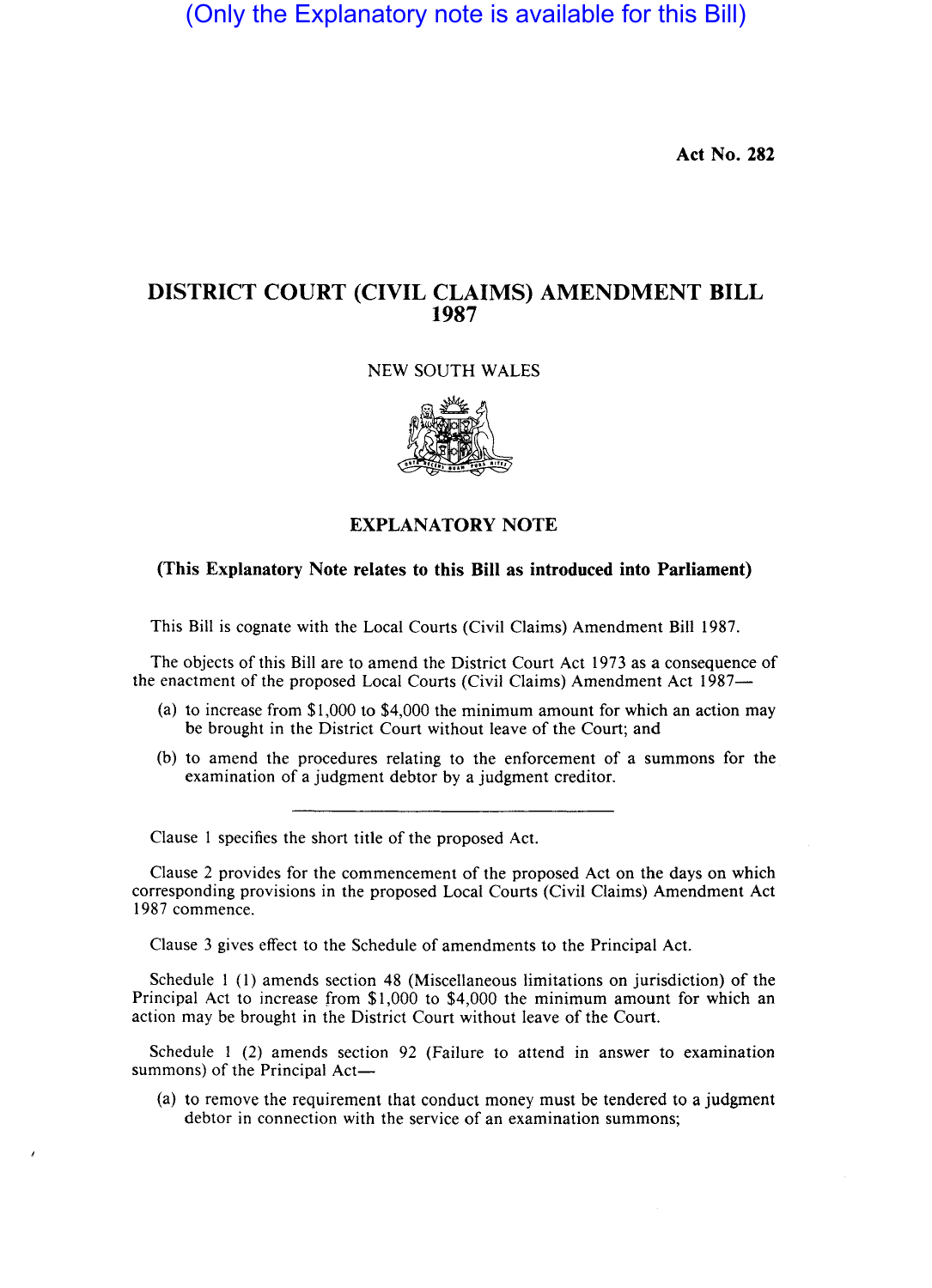(Only the Explanatory note is available for this Bill)

**Act No. 282**

# DISTRICT COURT (CIVIL CLAIMS) AMENDMENT BILL 1987

NEW SOUTH WALES

## EXPLANATORY NOTE

**(This Explanatory Note relates to this Bill as introduced into Parliament)**

This Bill is cognate with the Local Courts (Civil Claims) Amendment Bill 1987.

The objects of this Bill are to amend the District Court Act 1973 as a consequence of the enactment of the proposed Local Courts (Civil Claims) Amendment Act 1987—

(a) to increase from $1,000 to $4,000 the minimum amount for which an action may be brought in the District Court without leave of the Court; and

(b) to amend the procedures relating to the enforcement of a summons for the examination of a judgment debtor by a judgment creditor.

---

Clause 1 specifies the short title of the proposed Act.

Clause 2 provides for the commencement of the proposed Act on the days on which corresponding provisions in the proposed Local Courts (Civil Claims) Amendment Act 1987 commence.

Clause 3 gives effect to the Schedule of amendments to the Principal Act.

Schedule 1 (1) amends section 48 (Miscellaneous limitations on jurisdiction) of the Principal Act to increase from $1,000 to $4,000 the minimum amount for which an action may be brought in the District Court without leave of the Court.

Schedule 1 (2) amends section 92 (Failure to attend in answer to examination summons) of the Principal Act—

(a) to remove the requirement that conduct money must be tendered to a judgment debtor in connection with the service of an examination summons;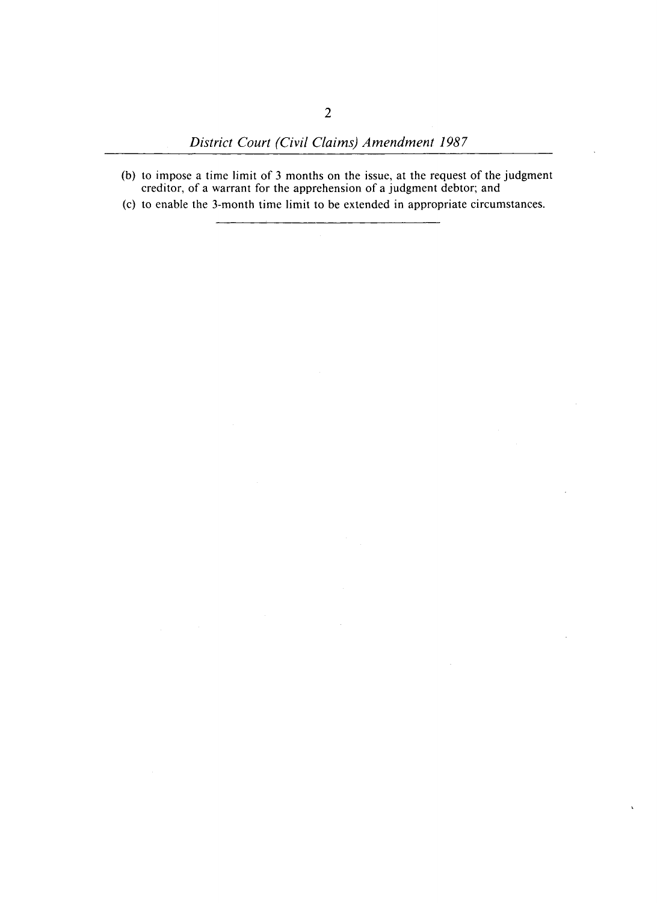(b) to impose a time limit of 3 months on the issue, at the request of the judgment creditor, of a warrant for the apprehension of a judgment debtor; and

(c) to enable the 3-month time limit to be extended in appropriate circumstances.